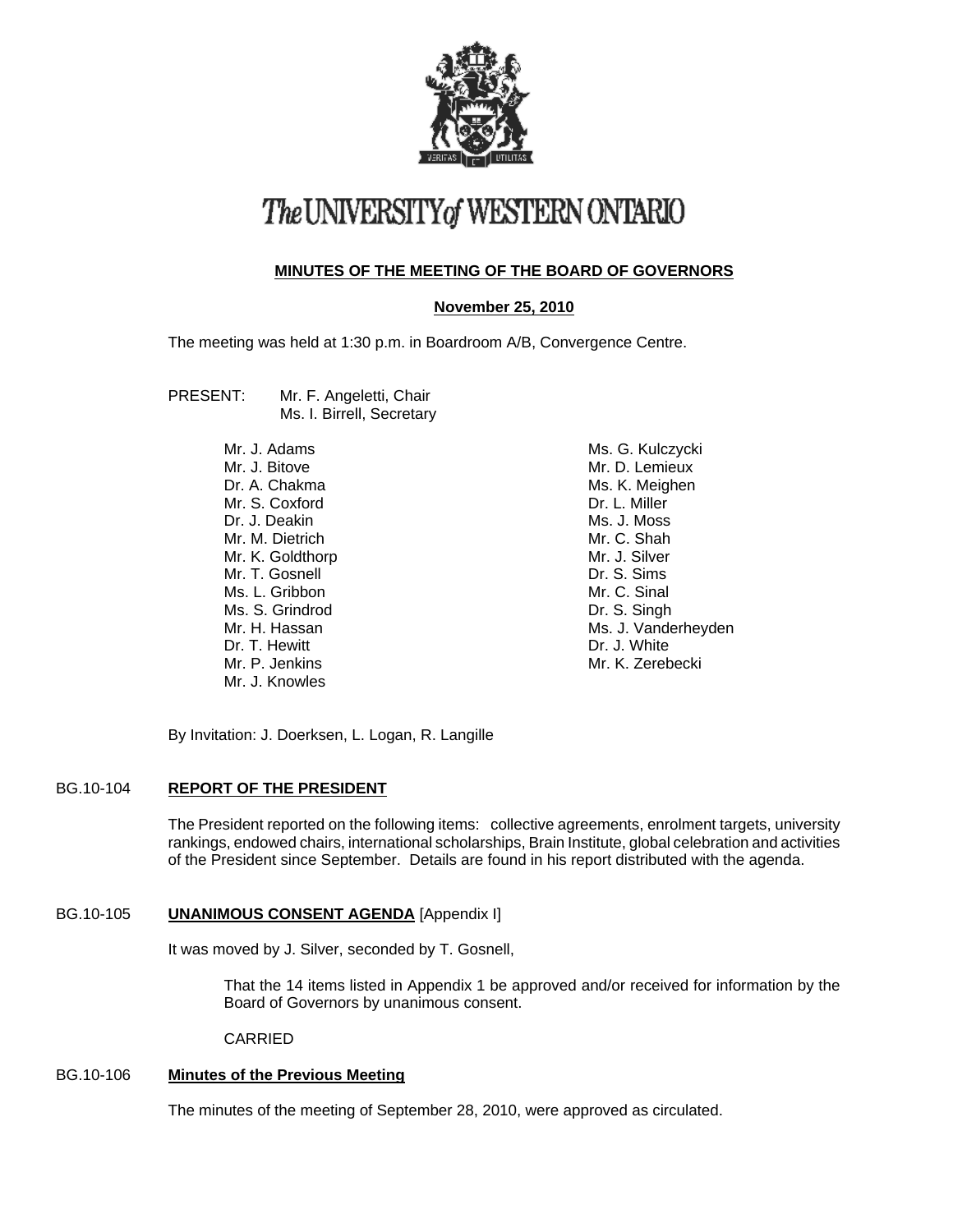# The UNIVERSITY of WESTERN ONTARIO

## MINUTES OF THE MEETING OF THE BOARD OF GOVERNORS

**November 25, 2010**

The meeting was held at 1:30 p.m. in Boardroom A/B, Convergence Centre.

PRESENT: Mr. F. Angeletti, Chair
Ms. I. Birrell, Secretary

Mr. J. Adams
Mr. J. Bitove
Dr. A. Chakma
Mr. S. Coxford
Dr. J. Deakin
Mr. M. Dietrich
Mr. K. Goldthorp
Mr. T. Gosnell
Ms. L. Gribbon
Ms. S. Grindrod
Mr. H. Hassan
Dr. T. Hewitt
Mr. P. Jenkins
Mr. J. Knowles
Ms. G. Kulczycki
Mr. D. Lemieux
Ms. K. Meighen
Dr. L. Miller
Ms. J. Moss
Mr. C. Shah
Mr. J. Silver
Dr. S. Sims
Mr. C. Sinal
Dr. S. Singh
Ms. J. Vanderheyden
Dr. J. White
Mr. K. Zerebecki

By Invitation: J. Doerksen, L. Logan, R. Langille

### BG.10-104 REPORT OF THE PRESIDENT

The President reported on the following items: collective agreements, enrolment targets, university rankings, endowed chairs, international scholarships, Brain Institute, global celebration and activities of the President since September. Details are found in his report distributed with the agenda.

### BG.10-105 UNANIMOUS CONSENT AGENDA [Appendix I]

It was moved by J. Silver, seconded by T. Gosnell,

> That the 14 items listed in Appendix 1 be approved and/or received for information by the Board of Governors by unanimous consent.
>
> CARRIED

### BG.10-106 Minutes of the Previous Meeting

The minutes of the meeting of September 28, 2010, were approved as circulated.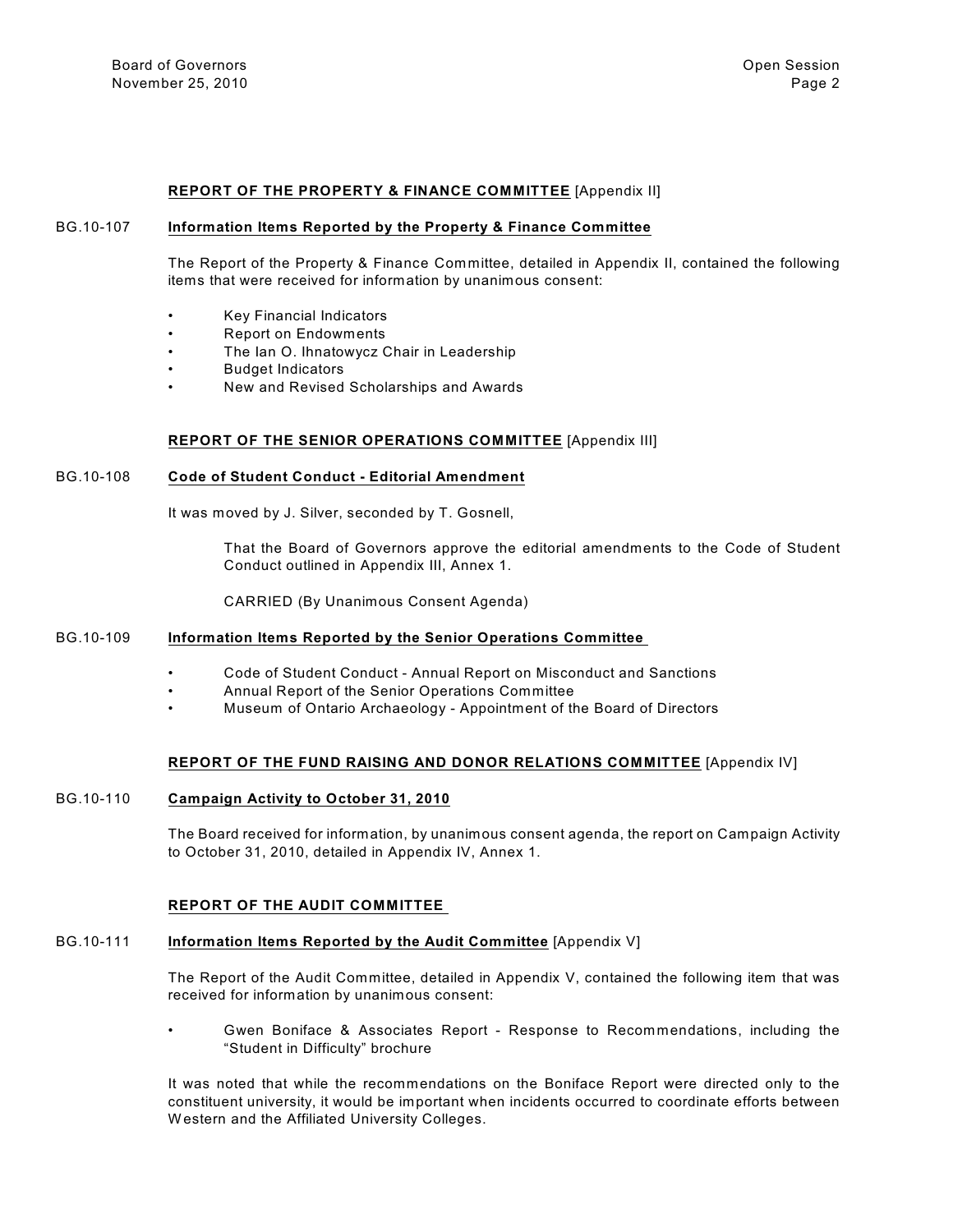**REPORT OF THE PROPERTY & FINANCE COMMITTEE** [Appendix II]

BG.10-107 **Information Items Reported by the Property & Finance Committee**

The Report of the Property & Finance Committee, detailed in Appendix II, contained the following items that were received for information by unanimous consent:

- Key Financial Indicators
- Report on Endowments
- The Ian O. Ihnatowycz Chair in Leadership
- Budget Indicators
- New and Revised Scholarships and Awards

**REPORT OF THE SENIOR OPERATIONS COMMITTEE** [Appendix III]

BG.10-108 **Code of Student Conduct - Editorial Amendment**

It was moved by J. Silver, seconded by T. Gosnell,

> That the Board of Governors approve the editorial amendments to the Code of Student Conduct outlined in Appendix III, Annex 1.
>
> CARRIED (By Unanimous Consent Agenda)

BG.10-109 **Information Items Reported by the Senior Operations Committee**

- Code of Student Conduct - Annual Report on Misconduct and Sanctions
- Annual Report of the Senior Operations Committee
- Museum of Ontario Archaeology - Appointment of the Board of Directors

**REPORT OF THE FUND RAISING AND DONOR RELATIONS COMMITTEE** [Appendix IV]

BG.10-110 **Campaign Activity to October 31, 2010**

The Board received for information, by unanimous consent agenda, the report on Campaign Activity to October 31, 2010, detailed in Appendix IV, Annex 1.

**REPORT OF THE AUDIT COMMITTEE**

BG.10-111 **Information Items Reported by the Audit Committee** [Appendix V]

The Report of the Audit Committee, detailed in Appendix V, contained the following item that was received for information by unanimous consent:

- Gwen Boniface & Associates Report - Response to Recommendations, including the "Student in Difficulty" brochure

It was noted that while the recommendations on the Boniface Report were directed only to the constituent university, it would be important when incidents occurred to coordinate efforts between Western and the Affiliated University Colleges.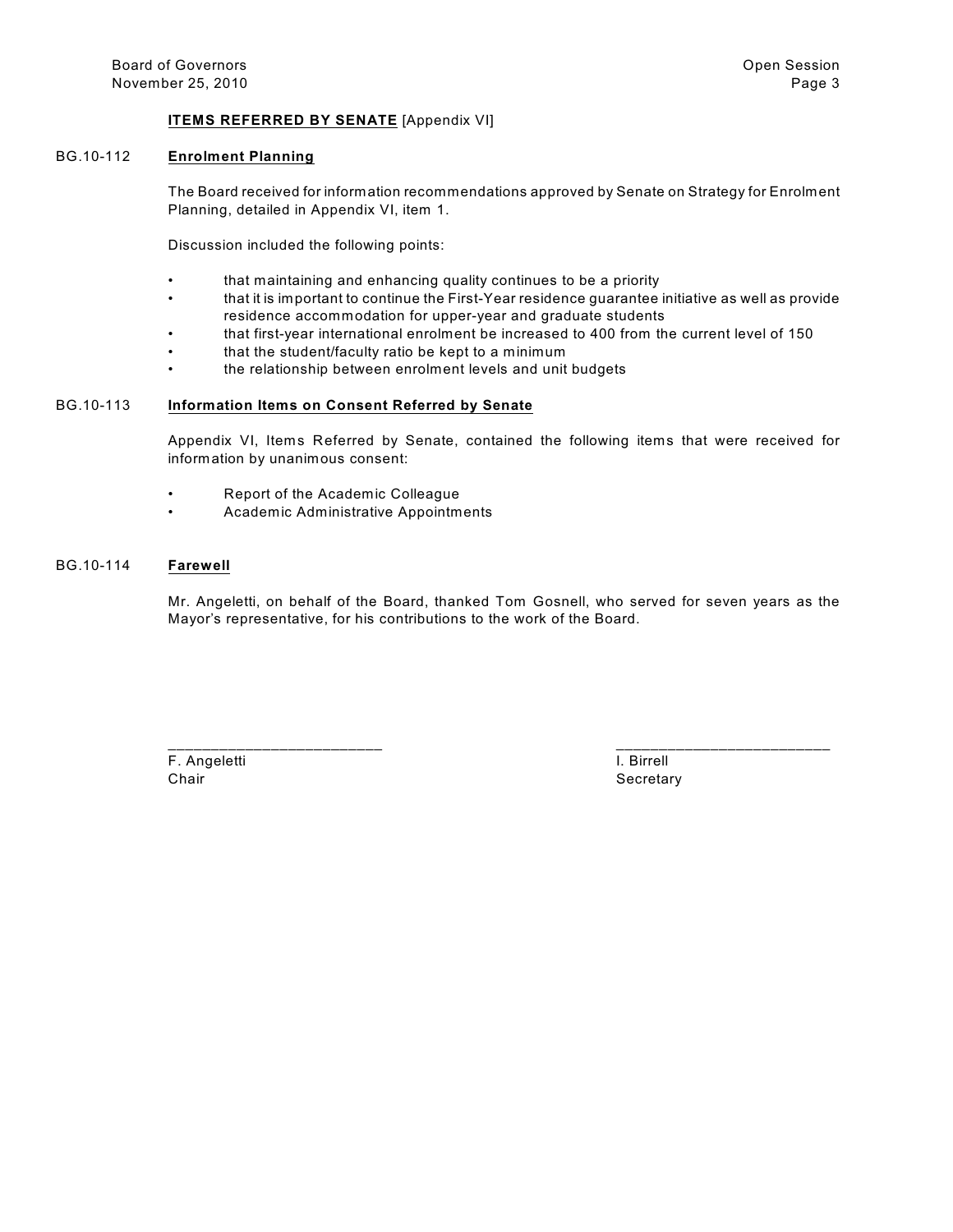**ITEMS REFERRED BY SENATE** [Appendix VI]

BG.10-112 **Enrolment Planning**

The Board received for information recommendations approved by Senate on Strategy for Enrolment Planning, detailed in Appendix VI, item 1.

Discussion included the following points:

- that maintaining and enhancing quality continues to be a priority
- that it is important to continue the First-Year residence guarantee initiative as well as provide residence accommodation for upper-year and graduate students
- that first-year international enrolment be increased to 400 from the current level of 150
- that the student/faculty ratio be kept to a minimum
- the relationship between enrolment levels and unit budgets

BG.10-113 **Information Items on Consent Referred by Senate**

Appendix VI, Items Referred by Senate, contained the following items that were received for information by unanimous consent:

- Report of the Academic Colleague
- Academic Administrative Appointments

BG.10-114 **Farewell**

Mr. Angeletti, on behalf of the Board, thanked Tom Gosnell, who served for seven years as the Mayor's representative, for his contributions to the work of the Board.

_________________________
F. Angeletti
Chair

_________________________
I. Birrell
Secretary